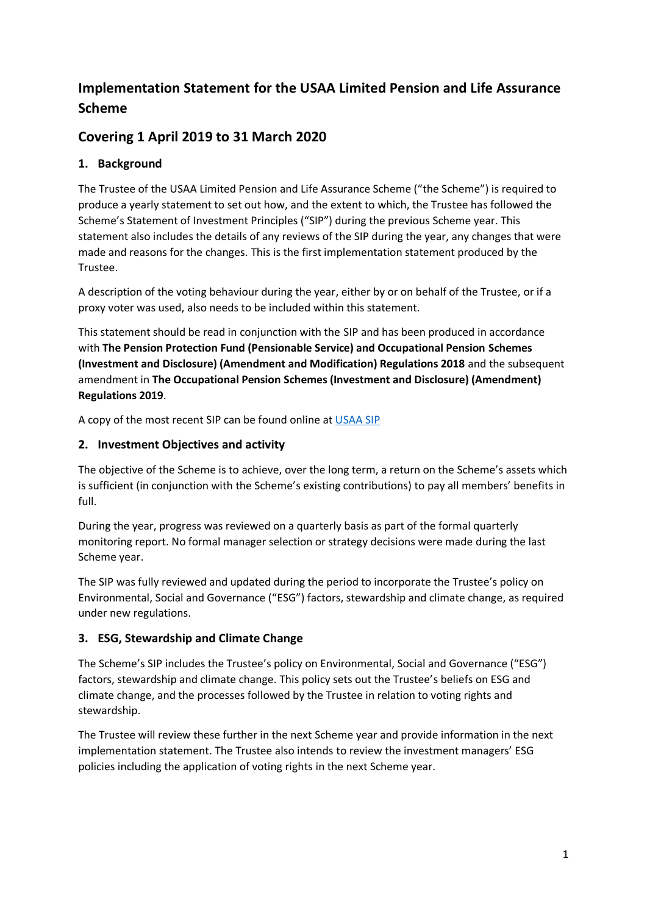# Implementation Statement for the USAA Limited Pension and Life Assurance Scheme

## Covering 1 April 2019 to 31 March 2020

### 1. Background

The Trustee of the USAA Limited Pension and Life Assurance Scheme ("the Scheme") is required to produce a yearly statement to set out how, and the extent to which, the Trustee has followed the Scheme's Statement of Investment Principles ("SIP") during the previous Scheme year. This statement also includes the details of any reviews of the SIP during the year, any changes that were made and reasons for the changes. This is the first implementation statement produced by the Trustee.

A description of the voting behaviour during the year, either by or on behalf of the Trustee, or if a proxy voter was used, also needs to be included within this statement.

This statement should be read in conjunction with the SIP and has been produced in accordance with **The Pension Protection Fund (Pensionable Service) and Occupational Pension Schemes (Investment and Disclosure) (Amendment and Modification) Regulations 2018** and the subsequent amendment in **The Occupational Pension Schemes (Investment and Disclosure) (Amendment) Regulations 2019**.

A copy of the most recent SIP can be found online at USAA SIP

### 2. Investment Objectives and activity

The objective of the Scheme is to achieve, over the long term, a return on the Scheme's assets which is sufficient (in conjunction with the Scheme's existing contributions) to pay all members' benefits in full.

During the year, progress was reviewed on a quarterly basis as part of the formal quarterly monitoring report. No formal manager selection or strategy decisions were made during the last Scheme year.

The SIP was fully reviewed and updated during the period to incorporate the Trustee's policy on Environmental, Social and Governance ("ESG") factors, stewardship and climate change, as required under new regulations.

### 3. ESG, Stewardship and Climate Change

The Scheme's SIP includes the Trustee's policy on Environmental, Social and Governance ("ESG") factors, stewardship and climate change. This policy sets out the Trustee's beliefs on ESG and climate change, and the processes followed by the Trustee in relation to voting rights and stewardship.

The Trustee will review these further in the next Scheme year and provide information in the next implementation statement. The Trustee also intends to review the investment managers' ESG policies including the application of voting rights in the next Scheme year.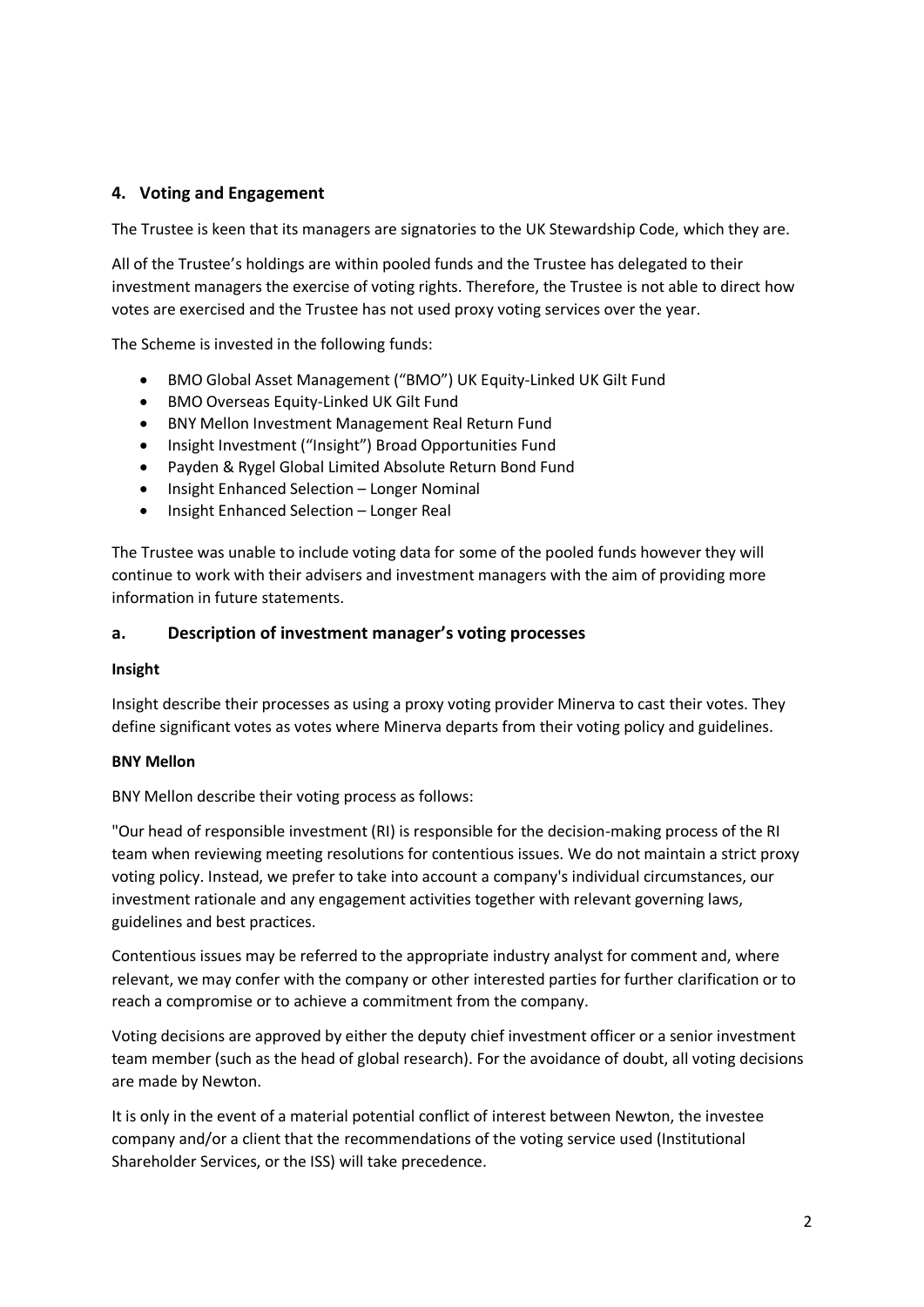## 4. Voting and Engagement

The Trustee is keen that its managers are signatories to the UK Stewardship Code, which they are.

All of the Trustee's holdings are within pooled funds and the Trustee has delegated to their investment managers the exercise of voting rights. Therefore, the Trustee is not able to direct how votes are exercised and the Trustee has not used proxy voting services over the year.

The Scheme is invested in the following funds:

- BMO Global Asset Management ("BMO") UK Equity-Linked UK Gilt Fund
- BMO Overseas Equity-Linked UK Gilt Fund
- BNY Mellon Investment Management Real Return Fund
- Insight Investment ("Insight") Broad Opportunities Fund
- Payden & Rygel Global Limited Absolute Return Bond Fund
- Insight Enhanced Selection – Longer Nominal
- Insight Enhanced Selection – Longer Real

The Trustee was unable to include voting data for some of the pooled funds however they will continue to work with their advisers and investment managers with the aim of providing more information in future statements.

### a. Description of investment manager's voting processes

**Insight**

Insight describe their processes as using a proxy voting provider Minerva to cast their votes. They define significant votes as votes where Minerva departs from their voting policy and guidelines.

**BNY Mellon**

BNY Mellon describe their voting process as follows:

"Our head of responsible investment (RI) is responsible for the decision-making process of the RI team when reviewing meeting resolutions for contentious issues. We do not maintain a strict proxy voting policy. Instead, we prefer to take into account a company's individual circumstances, our investment rationale and any engagement activities together with relevant governing laws, guidelines and best practices.

Contentious issues may be referred to the appropriate industry analyst for comment and, where relevant, we may confer with the company or other interested parties for further clarification or to reach a compromise or to achieve a commitment from the company.

Voting decisions are approved by either the deputy chief investment officer or a senior investment team member (such as the head of global research). For the avoidance of doubt, all voting decisions are made by Newton.

It is only in the event of a material potential conflict of interest between Newton, the investee company and/or a client that the recommendations of the voting service used (Institutional Shareholder Services, or the ISS) will take precedence.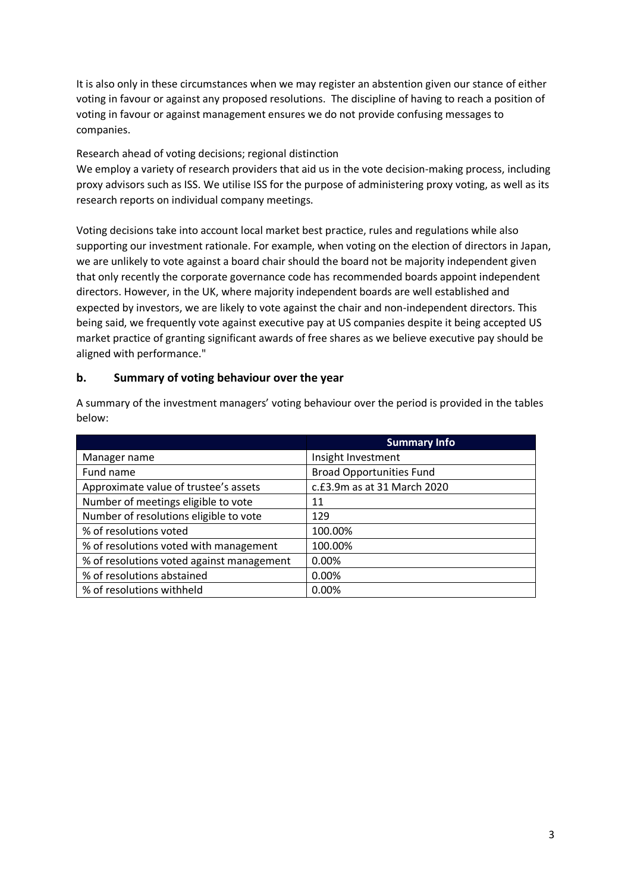It is also only in these circumstances when we may register an abstention given our stance of either voting in favour or against any proposed resolutions. The discipline of having to reach a position of voting in favour or against management ensures we do not provide confusing messages to companies.

Research ahead of voting decisions; regional distinction

We employ a variety of research providers that aid us in the vote decision-making process, including proxy advisors such as ISS. We utilise ISS for the purpose of administering proxy voting, as well as its research reports on individual company meetings.

Voting decisions take into account local market best practice, rules and regulations while also supporting our investment rationale. For example, when voting on the election of directors in Japan, we are unlikely to vote against a board chair should the board not be majority independent given that only recently the corporate governance code has recommended boards appoint independent directors. However, in the UK, where majority independent boards are well established and expected by investors, we are likely to vote against the chair and non-independent directors. This being said, we frequently vote against executive pay at US companies despite it being accepted US market practice of granting significant awards of free shares as we believe executive pay should be aligned with performance."

## b. Summary of voting behaviour over the year

A summary of the investment managers' voting behaviour over the period is provided in the tables below:

| | Summary Info |
|---|---|
| Manager name | Insight Investment |
| Fund name | Broad Opportunities Fund |
| Approximate value of trustee's assets | c.£3.9m as at 31 March 2020 |
| Number of meetings eligible to vote | 11 |
| Number of resolutions eligible to vote | 129 |
| % of resolutions voted | 100.00% |
| % of resolutions voted with management | 100.00% |
| % of resolutions voted against management | 0.00% |
| % of resolutions abstained | 0.00% |
| % of resolutions withheld | 0.00% |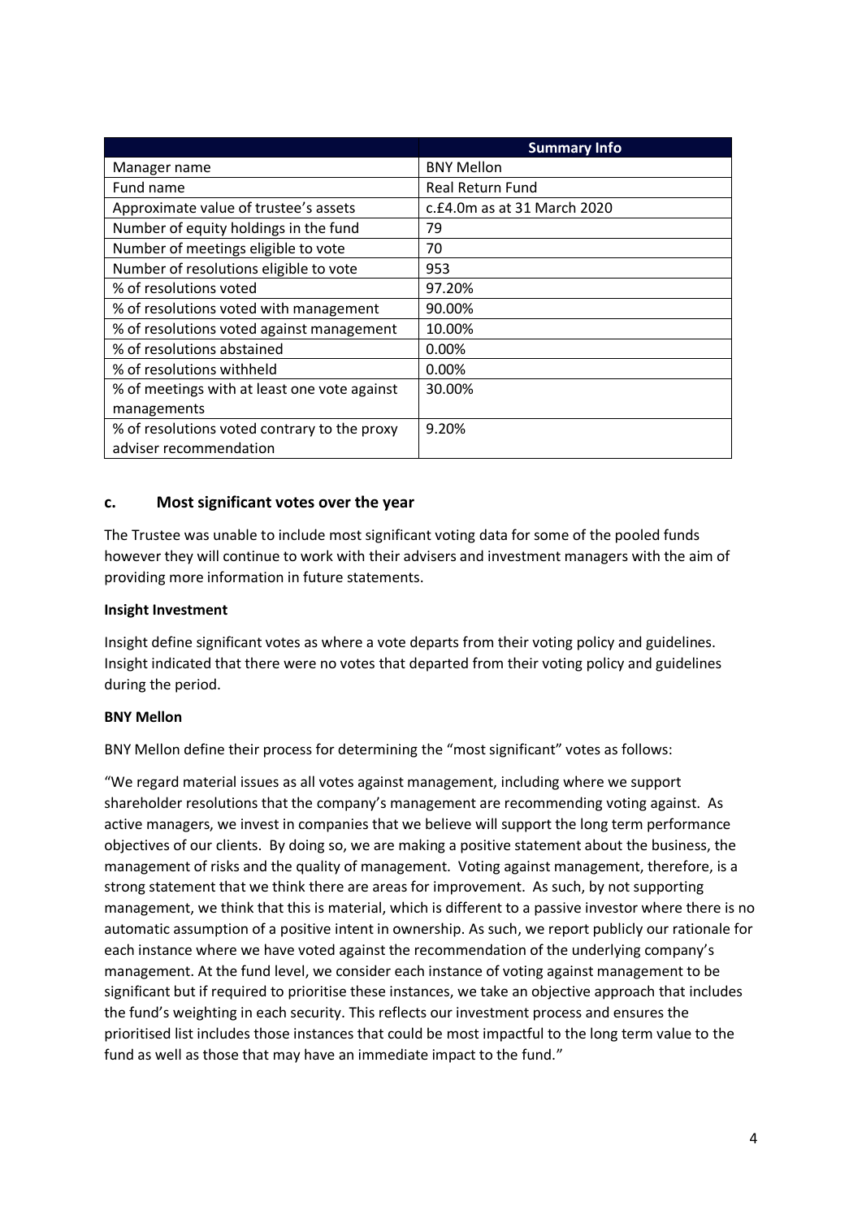| | Summary Info |
|---|---|
| Manager name | BNY Mellon |
| Fund name | Real Return Fund |
| Approximate value of trustee's assets | c.£4.0m as at 31 March 2020 |
| Number of equity holdings in the fund | 79 |
| Number of meetings eligible to vote | 70 |
| Number of resolutions eligible to vote | 953 |
| % of resolutions voted | 97.20% |
| % of resolutions voted with management | 90.00% |
| % of resolutions voted against management | 10.00% |
| % of resolutions abstained | 0.00% |
| % of resolutions withheld | 0.00% |
| % of meetings with at least one vote against managements | 30.00% |
| % of resolutions voted contrary to the proxy adviser recommendation | 9.20% |

## c. Most significant votes over the year

The Trustee was unable to include most significant voting data for some of the pooled funds however they will continue to work with their advisers and investment managers with the aim of providing more information in future statements.

**Insight Investment**

Insight define significant votes as where a vote departs from their voting policy and guidelines. Insight indicated that there were no votes that departed from their voting policy and guidelines during the period.

**BNY Mellon**

BNY Mellon define their process for determining the "most significant" votes as follows:

"We regard material issues as all votes against management, including where we support shareholder resolutions that the company's management are recommending voting against. As active managers, we invest in companies that we believe will support the long term performance objectives of our clients. By doing so, we are making a positive statement about the business, the management of risks and the quality of management. Voting against management, therefore, is a strong statement that we think there are areas for improvement. As such, by not supporting management, we think that this is material, which is different to a passive investor where there is no automatic assumption of a positive intent in ownership. As such, we report publicly our rationale for each instance where we have voted against the recommendation of the underlying company's management. At the fund level, we consider each instance of voting against management to be significant but if required to prioritise these instances, we take an objective approach that includes the fund's weighting in each security. This reflects our investment process and ensures the prioritised list includes those instances that could be most impactful to the long term value to the fund as well as those that may have an immediate impact to the fund."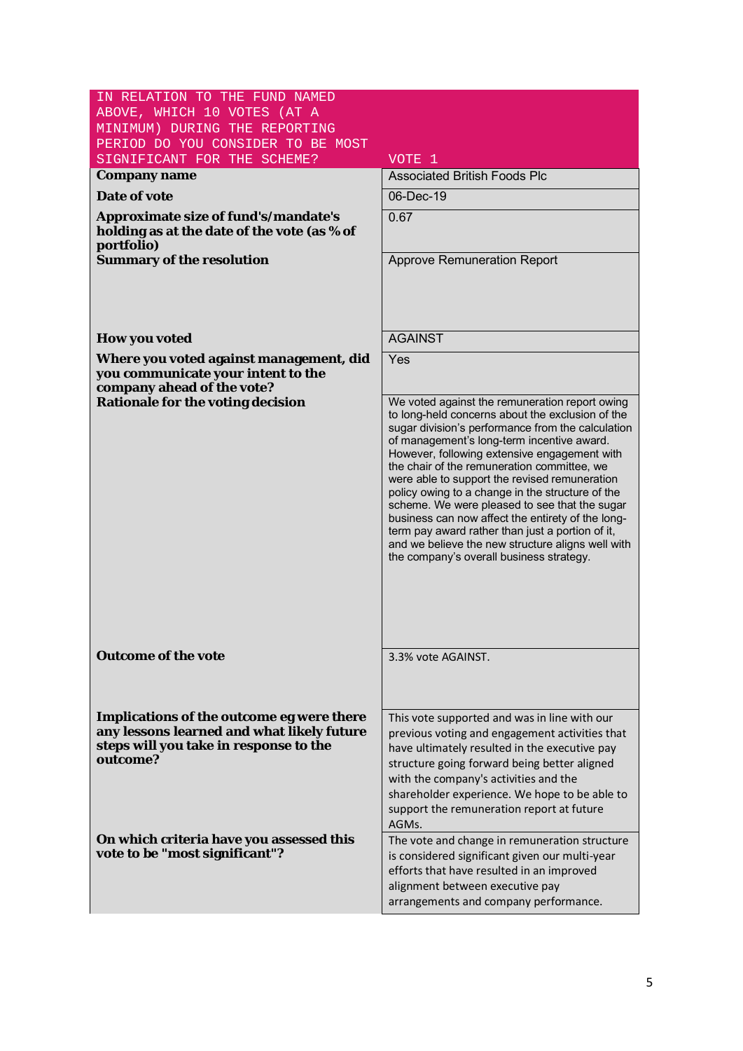| IN RELATION TO THE FUND NAMED ABOVE, WHICH 10 VOTES (AT A MINIMUM) DURING THE REPORTING PERIOD DO YOU CONSIDER TO BE MOST SIGNIFICANT FOR THE SCHEME? | VOTE 1 |
|---|---|
| **Company name** | Associated British Foods Plc |
| **Date of vote** | 06-Dec-19 |
| **Approximate size of fund's/mandate's holding as at the date of the vote (as % of portfolio)** | 0.67 |
| **Summary of the resolution** | Approve Remuneration Report |
| **How you voted** | AGAINST |
| **Where you voted against management, did you communicate your intent to the company ahead of the vote?** | Yes |
| **Rationale for the voting decision** | We voted against the remuneration report owing to long-held concerns about the exclusion of the sugar division's performance from the calculation of management's long-term incentive award. However, following extensive engagement with the chair of the remuneration committee, we were able to support the revised remuneration policy owing to a change in the structure of the scheme. We were pleased to see that the sugar business can now affect the entirety of the long-term pay award rather than just a portion of it, and we believe the new structure aligns well with the company's overall business strategy. |
| **Outcome of the vote** | 3.3% vote AGAINST. |
| **Implications of the outcome eg were there any lessons learned and what likely future steps will you take in response to the outcome?** | This vote supported and was in line with our previous voting and engagement activities that have ultimately resulted in the executive pay structure going forward being better aligned with the company's activities and the shareholder experience. We hope to be able to support the remuneration report at future AGMs. |
| **On which criteria have you assessed this vote to be "most significant"?** | The vote and change in remuneration structure is considered significant given our multi-year efforts that have resulted in an improved alignment between executive pay arrangements and company performance. |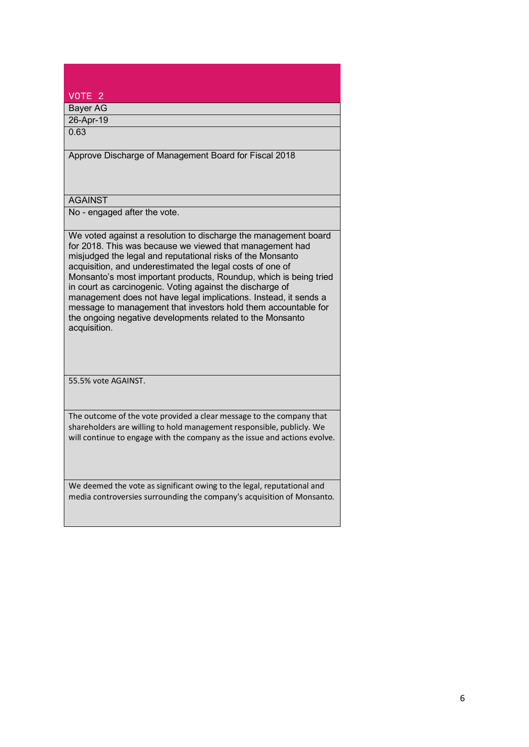| VOTE 2 |
| --- |
| Bayer AG |
| 26-Apr-19 |
| 0.63 |
| Approve Discharge of Management Board for Fiscal 2018 |
| AGAINST |
| No - engaged after the vote. |
| We voted against a resolution to discharge the management board for 2018. This was because we viewed that management had misjudged the legal and reputational risks of the Monsanto acquisition, and underestimated the legal costs of one of Monsanto's most important products, Roundup, which is being tried in court as carcinogenic. Voting against the discharge of management does not have legal implications. Instead, it sends a message to management that investors hold them accountable for the ongoing negative developments related to the Monsanto acquisition. |
| 55.5% vote AGAINST. |
| The outcome of the vote provided a clear message to the company that shareholders are willing to hold management responsible, publicly. We will continue to engage with the company as the issue and actions evolve. |
| We deemed the vote as significant owing to the legal, reputational and media controversies surrounding the company's acquisition of Monsanto. |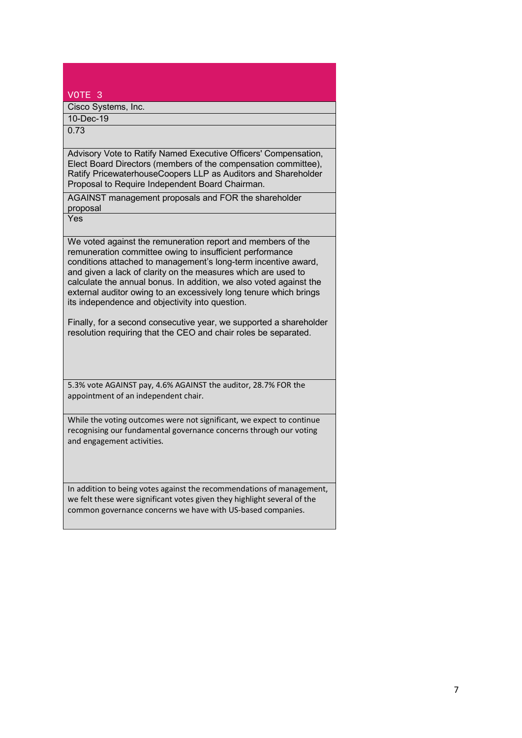| VOTE 3 |
|---|
| Cisco Systems, Inc. |
| 10-Dec-19 |
| 0.73 |
| Advisory Vote to Ratify Named Executive Officers' Compensation, Elect Board Directors (members of the compensation committee), Ratify PricewaterhouseCoopers LLP as Auditors and Shareholder Proposal to Require Independent Board Chairman. |
| AGAINST management proposals and FOR the shareholder proposal |
| Yes |
| We voted against the remuneration report and members of the remuneration committee owing to insufficient performance conditions attached to management's long-term incentive award, and given a lack of clarity on the measures which are used to calculate the annual bonus. In addition, we also voted against the external auditor owing to an excessively long tenure which brings its independence and objectivity into question.<br><br>Finally, for a second consecutive year, we supported a shareholder resolution requiring that the CEO and chair roles be separated. |
| 5.3% vote AGAINST pay, 4.6% AGAINST the auditor, 28.7% FOR the appointment of an independent chair. |
| While the voting outcomes were not significant, we expect to continue recognising our fundamental governance concerns through our voting and engagement activities. |
| In addition to being votes against the recommendations of management, we felt these were significant votes given they highlight several of the common governance concerns we have with US-based companies. |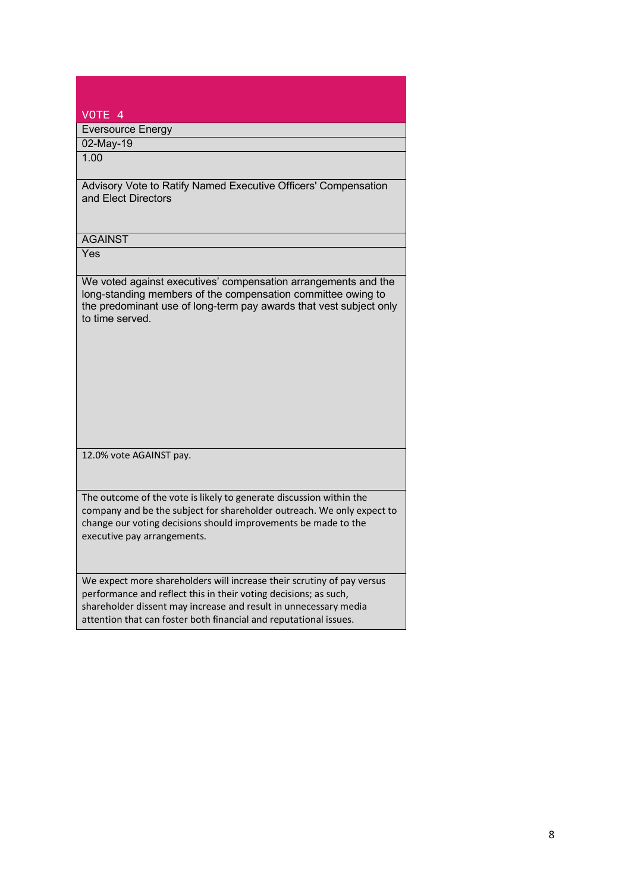| VOTE 4 |
| --- |
| Eversource Energy |
| 02-May-19 |
| 1.00 |
| Advisory Vote to Ratify Named Executive Officers' Compensation and Elect Directors |
| AGAINST |
| Yes |
| We voted against executives' compensation arrangements and the long-standing members of the compensation committee owing to the predominant use of long-term pay awards that vest subject only to time served. |
| 12.0% vote AGAINST pay. |
| The outcome of the vote is likely to generate discussion within the company and be the subject for shareholder outreach. We only expect to change our voting decisions should improvements be made to the executive pay arrangements. |
| We expect more shareholders will increase their scrutiny of pay versus performance and reflect this in their voting decisions; as such, shareholder dissent may increase and result in unnecessary media attention that can foster both financial and reputational issues. |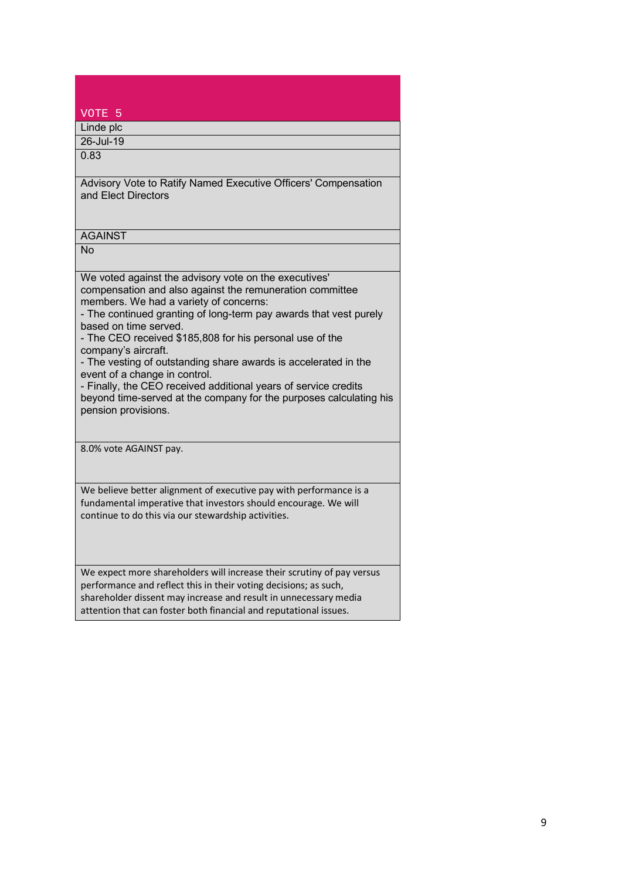## VOTE 5

| |
|---|
| Linde plc |
| 26-Jul-19 |
| 0.83 |
| Advisory Vote to Ratify Named Executive Officers' Compensation and Elect Directors |
| AGAINST |
| No |
| We voted against the advisory vote on the executives' compensation and also against the remuneration committee members. We had a variety of concerns:<br>- The continued granting of long-term pay awards that vest purely based on time served.<br>- The CEO received $185,808 for his personal use of the company's aircraft.<br>- The vesting of outstanding share awards is accelerated in the event of a change in control.<br>- Finally, the CEO received additional years of service credits beyond time-served at the company for the purposes calculating his pension provisions. |
| 8.0% vote AGAINST pay. |
| We believe better alignment of executive pay with performance is a fundamental imperative that investors should encourage. We will continue to do this via our stewardship activities. |
| We expect more shareholders will increase their scrutiny of pay versus performance and reflect this in their voting decisions; as such, shareholder dissent may increase and result in unnecessary media attention that can foster both financial and reputational issues. |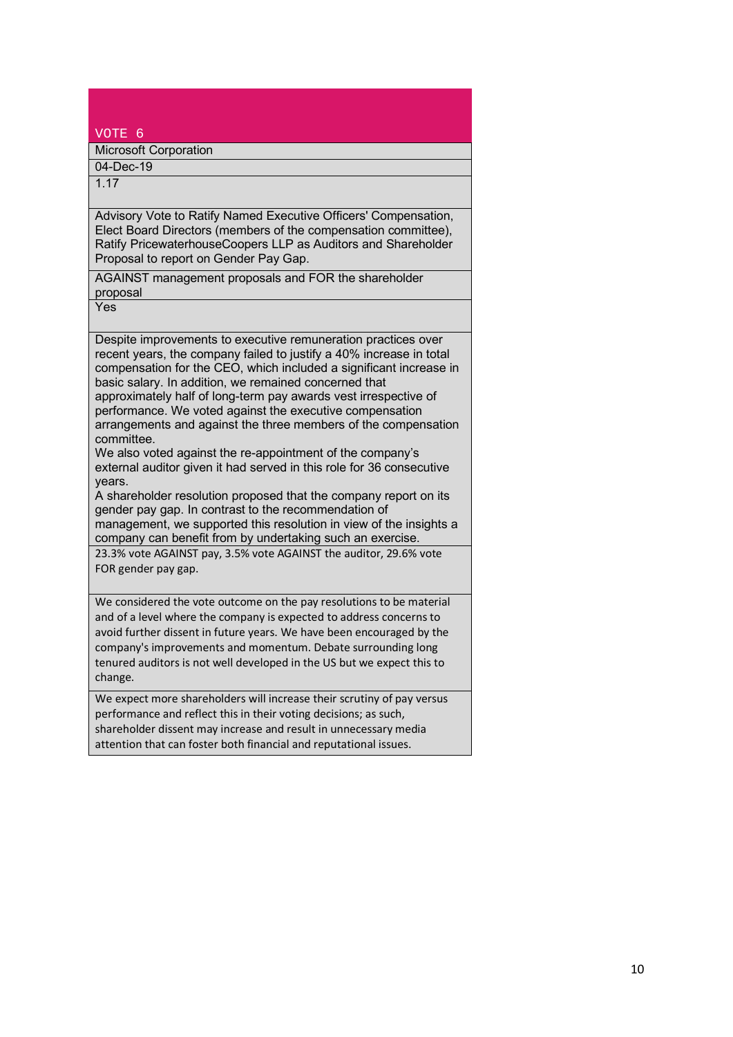## VOTE 6

Microsoft Corporation

04-Dec-19

1.17

Advisory Vote to Ratify Named Executive Officers' Compensation, Elect Board Directors (members of the compensation committee), Ratify PricewaterhouseCoopers LLP as Auditors and Shareholder Proposal to report on Gender Pay Gap.

AGAINST management proposals and FOR the shareholder proposal

Yes

Despite improvements to executive remuneration practices over recent years, the company failed to justify a 40% increase in total compensation for the CEO, which included a significant increase in basic salary. In addition, we remained concerned that approximately half of long-term pay awards vest irrespective of performance. We voted against the executive compensation arrangements and against the three members of the compensation committee.

We also voted against the re-appointment of the company's external auditor given it had served in this role for 36 consecutive years.

A shareholder resolution proposed that the company report on its gender pay gap. In contrast to the recommendation of management, we supported this resolution in view of the insights a company can benefit from by undertaking such an exercise.

23.3% vote AGAINST pay, 3.5% vote AGAINST the auditor, 29.6% vote FOR gender pay gap.

We considered the vote outcome on the pay resolutions to be material and of a level where the company is expected to address concerns to avoid further dissent in future years. We have been encouraged by the company's improvements and momentum. Debate surrounding long tenured auditors is not well developed in the US but we expect this to change.

We expect more shareholders will increase their scrutiny of pay versus performance and reflect this in their voting decisions; as such, shareholder dissent may increase and result in unnecessary media attention that can foster both financial and reputational issues.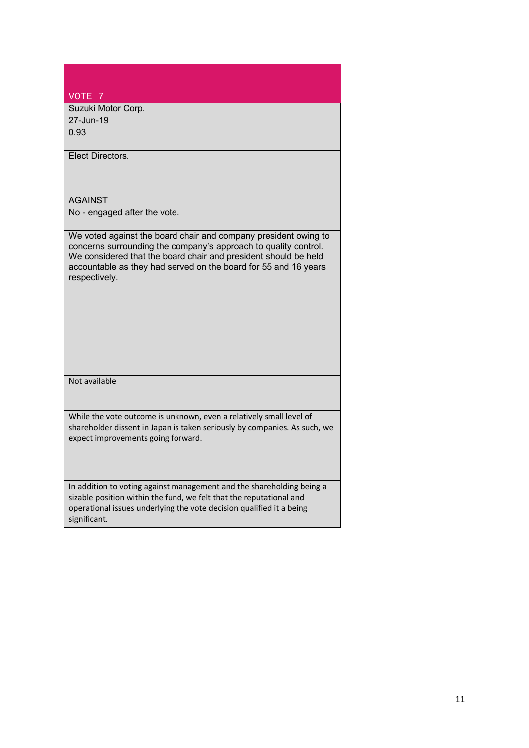| VOTE 7 |
| --- |
| Suzuki Motor Corp. |
| 27-Jun-19 |
| 0.93 |
| Elect Directors. |
| AGAINST |
| No - engaged after the vote. |
| We voted against the board chair and company president owing to concerns surrounding the company's approach to quality control. We considered that the board chair and president should be held accountable as they had served on the board for 55 and 16 years respectively. |
| Not available |
| While the vote outcome is unknown, even a relatively small level of shareholder dissent in Japan is taken seriously by companies. As such, we expect improvements going forward. |
| In addition to voting against management and the shareholding being a sizable position within the fund, we felt that the reputational and operational issues underlying the vote decision qualified it a being significant. |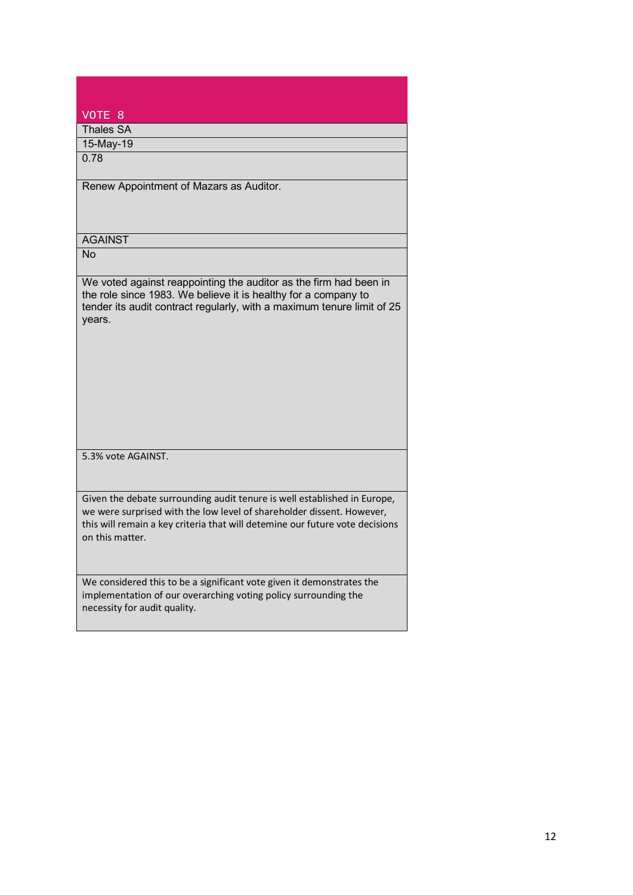## VOTE 8

|  |
|---|
| Thales SA |
| 15-May-19 |
| 0.78 |
| Renew Appointment of Mazars as Auditor. |
| AGAINST |
| No |
| We voted against reappointing the auditor as the firm had been in the role since 1983. We believe it is healthy for a company to tender its audit contract regularly, with a maximum tenure limit of 25 years. |
| 5.3% vote AGAINST. |
| Given the debate surrounding audit tenure is well established in Europe, we were surprised with the low level of shareholder dissent. However, this will remain a key criteria that will detemine our future vote decisions on this matter. |
| We considered this to be a significant vote given it demonstrates the implementation of our overarching voting policy surrounding the necessity for audit quality. |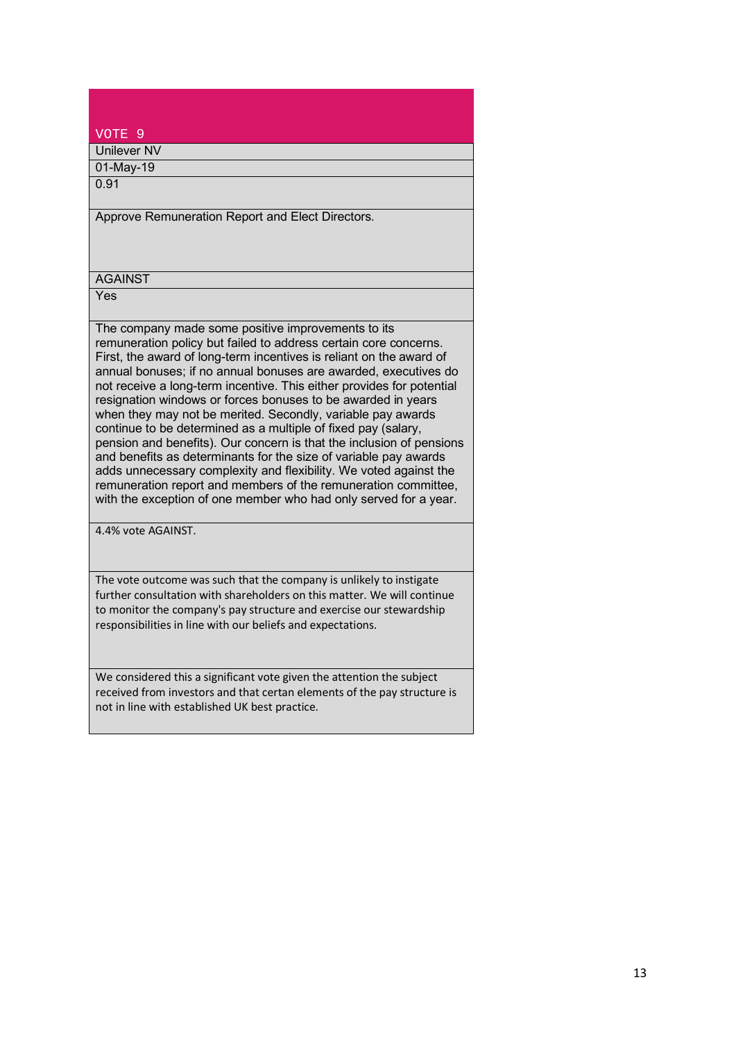| VOTE 9 |
|---|
| Unilever NV |
| 01-May-19 |
| 0.91 |
| Approve Remuneration Report and Elect Directors. |
| AGAINST |
| Yes |
| The company made some positive improvements to its remuneration policy but failed to address certain core concerns. First, the award of long-term incentives is reliant on the award of annual bonuses; if no annual bonuses are awarded, executives do not receive a long-term incentive. This either provides for potential resignation windows or forces bonuses to be awarded in years when they may not be merited. Secondly, variable pay awards continue to be determined as a multiple of fixed pay (salary, pension and benefits). Our concern is that the inclusion of pensions and benefits as determinants for the size of variable pay awards adds unnecessary complexity and flexibility. We voted against the remuneration report and members of the remuneration committee, with the exception of one member who had only served for a year. |
| 4.4% vote AGAINST. |
| The vote outcome was such that the company is unlikely to instigate further consultation with shareholders on this matter. We will continue to monitor the company's pay structure and exercise our stewardship responsibilities in line with our beliefs and expectations. |
| We considered this a significant vote given the attention the subject received from investors and that certan elements of the pay structure is not in line with established UK best practice. |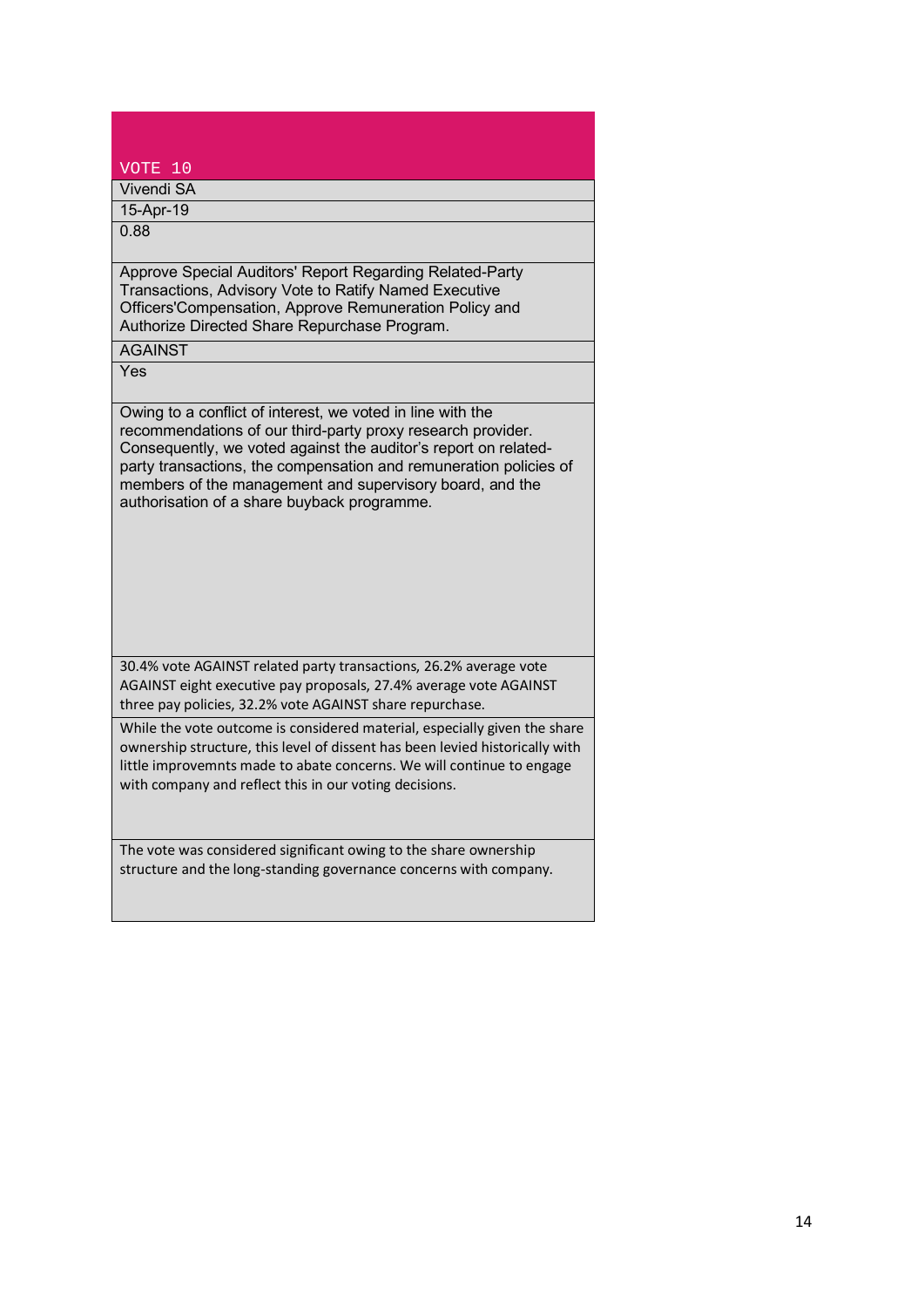| VOTE 10 |
|---|
| Vivendi SA |
| 15-Apr-19 |
| 0.88 |
| Approve Special Auditors' Report Regarding Related-Party Transactions, Advisory Vote to Ratify Named Executive Officers'Compensation, Approve Remuneration Policy and Authorize Directed Share Repurchase Program. |
| AGAINST |
| Yes |
| Owing to a conflict of interest, we voted in line with the recommendations of our third-party proxy research provider. Consequently, we voted against the auditor's report on related-party transactions, the compensation and remuneration policies of members of the management and supervisory board, and the authorisation of a share buyback programme. |
| 30.4% vote AGAINST related party transactions, 26.2% average vote AGAINST eight executive pay proposals, 27.4% average vote AGAINST three pay policies, 32.2% vote AGAINST share repurchase. |
| While the vote outcome is considered material, especially given the share ownership structure, this level of dissent has been levied historically with little improvemnts made to abate concerns. We will continue to engage with company and reflect this in our voting decisions. |
| The vote was considered significant owing to the share ownership structure and the long-standing governance concerns with company. |